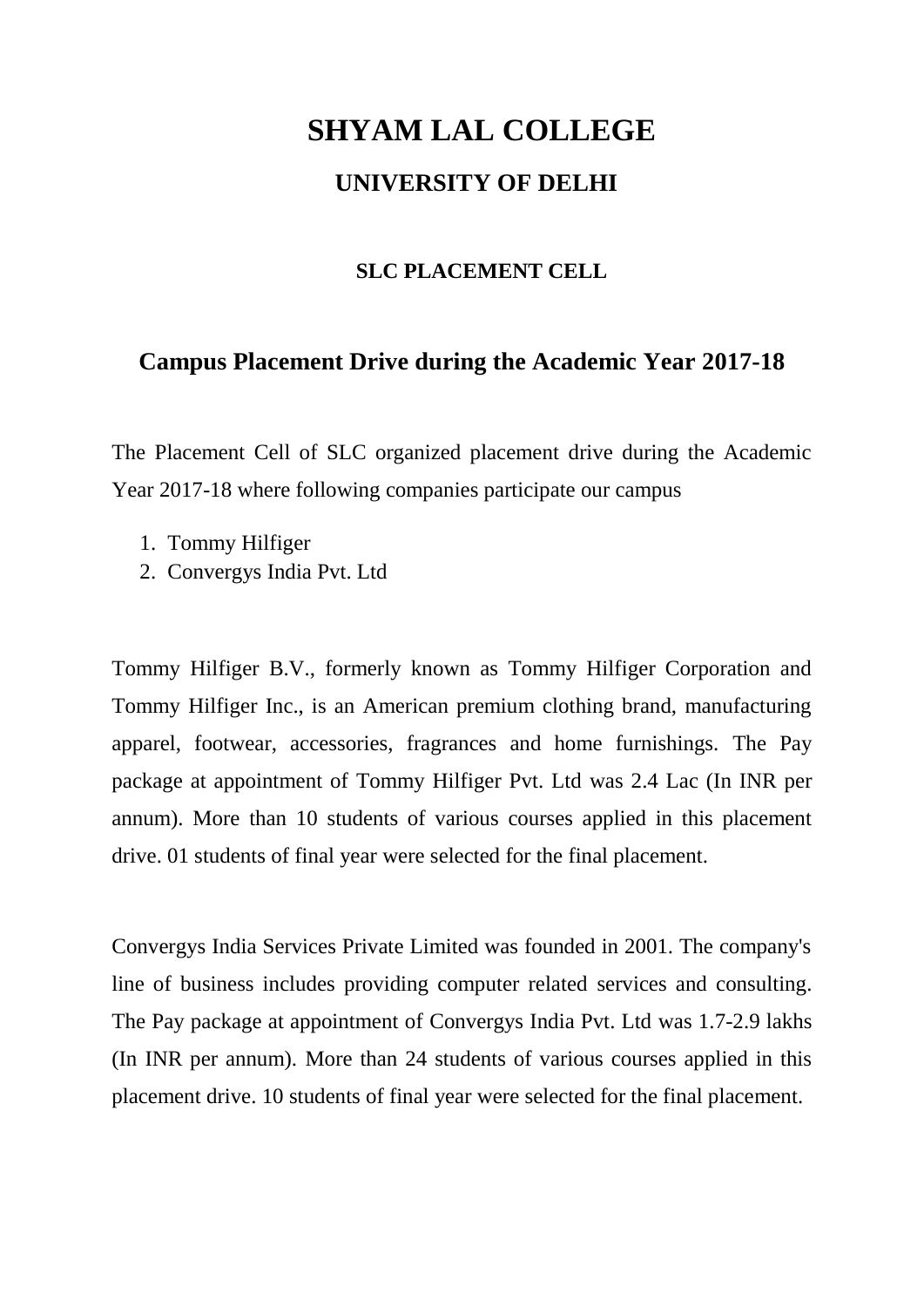# SHYAM LAL COLLEGE

## UNIVERSITY OF DELHI

### SLC PLACEMENT CELL

## Campus Placement Drive during the Academic Year 2017-18

The Placement Cell of SLC organized placement drive during the Academic Year 2017-18 where following companies participate our campus

1. Tommy Hilfiger
2. Convergys India Pvt. Ltd

Tommy Hilfiger B.V., formerly known as Tommy Hilfiger Corporation and Tommy Hilfiger Inc., is an American premium clothing brand, manufacturing apparel, footwear, accessories, fragrances and home furnishings. The Pay package at appointment of Tommy Hilfiger Pvt. Ltd was 2.4 Lac (In INR per annum). More than 10 students of various courses applied in this placement drive. 01 students of final year were selected for the final placement.

Convergys India Services Private Limited was founded in 2001. The company's line of business includes providing computer related services and consulting. The Pay package at appointment of Convergys India Pvt. Ltd was 1.7-2.9 lakhs (In INR per annum). More than 24 students of various courses applied in this placement drive. 10 students of final year were selected for the final placement.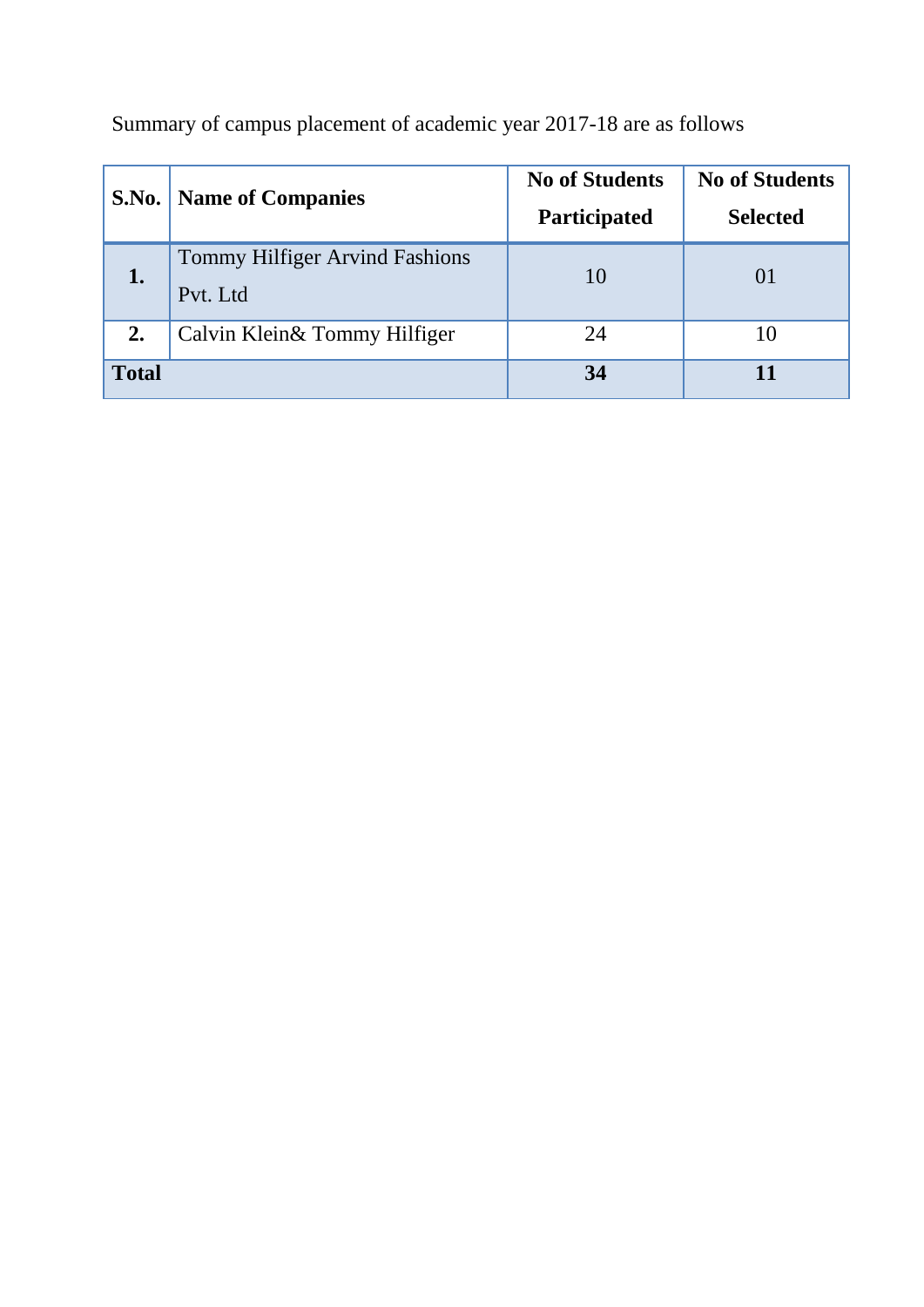Summary of campus placement of academic year 2017-18 are as follows

| S.No. | Name of Companies | No of Students Participated | No of Students Selected |
|---|---|---|---|
| **1.** | Tommy Hilfiger Arvind Fashions Pvt. Ltd | 10 | 01 |
| **2.** | Calvin Klein& Tommy Hilfiger | 24 | 10 |
| **Total** | | **34** | **11** |